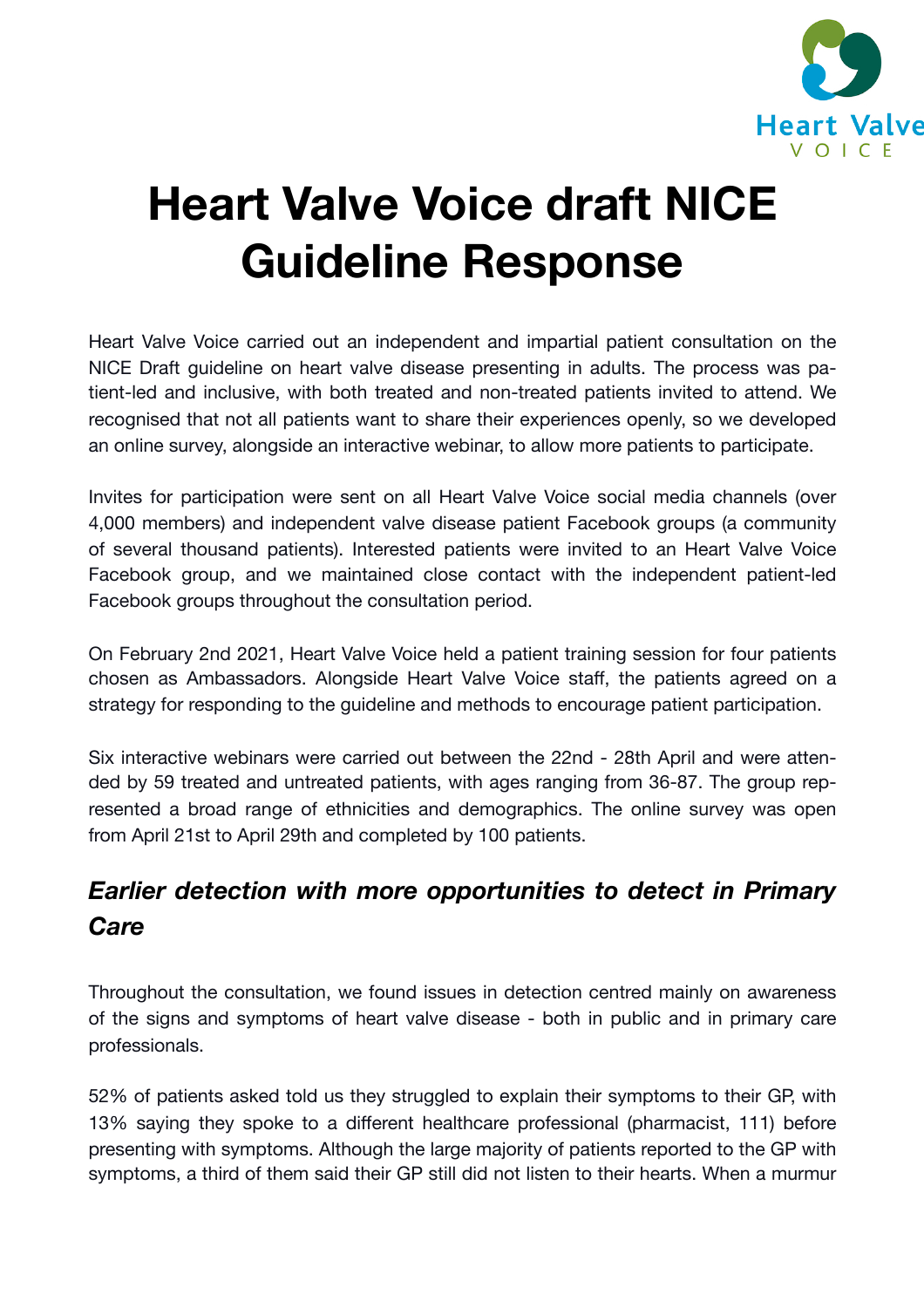# Heart Valve Voice draft NICE Guideline Response

Heart Valve Voice carried out an independent and impartial patient consultation on the NICE Draft guideline on heart valve disease presenting in adults. The process was patient-led and inclusive, with both treated and non-treated patients invited to attend. We recognised that not all patients want to share their experiences openly, so we developed an online survey, alongside an interactive webinar, to allow more patients to participate.

Invites for participation were sent on all Heart Valve Voice social media channels (over 4,000 members) and independent valve disease patient Facebook groups (a community of several thousand patients). Interested patients were invited to an Heart Valve Voice Facebook group, and we maintained close contact with the independent patient-led Facebook groups throughout the consultation period.

On February 2nd 2021, Heart Valve Voice held a patient training session for four patients chosen as Ambassadors. Alongside Heart Valve Voice staff, the patients agreed on a strategy for responding to the guideline and methods to encourage patient participation.

Six interactive webinars were carried out between the 22nd - 28th April and were attended by 59 treated and untreated patients, with ages ranging from 36-87. The group represented a broad range of ethnicities and demographics. The online survey was open from April 21st to April 29th and completed by 100 patients.

## *Earlier detection with more opportunities to detect in Primary Care*

Throughout the consultation, we found issues in detection centred mainly on awareness of the signs and symptoms of heart valve disease - both in public and in primary care professionals.

52% of patients asked told us they struggled to explain their symptoms to their GP, with 13% saying they spoke to a different healthcare professional (pharmacist, 111) before presenting with symptoms. Although the large majority of patients reported to the GP with symptoms, a third of them said their GP still did not listen to their hearts. When a murmur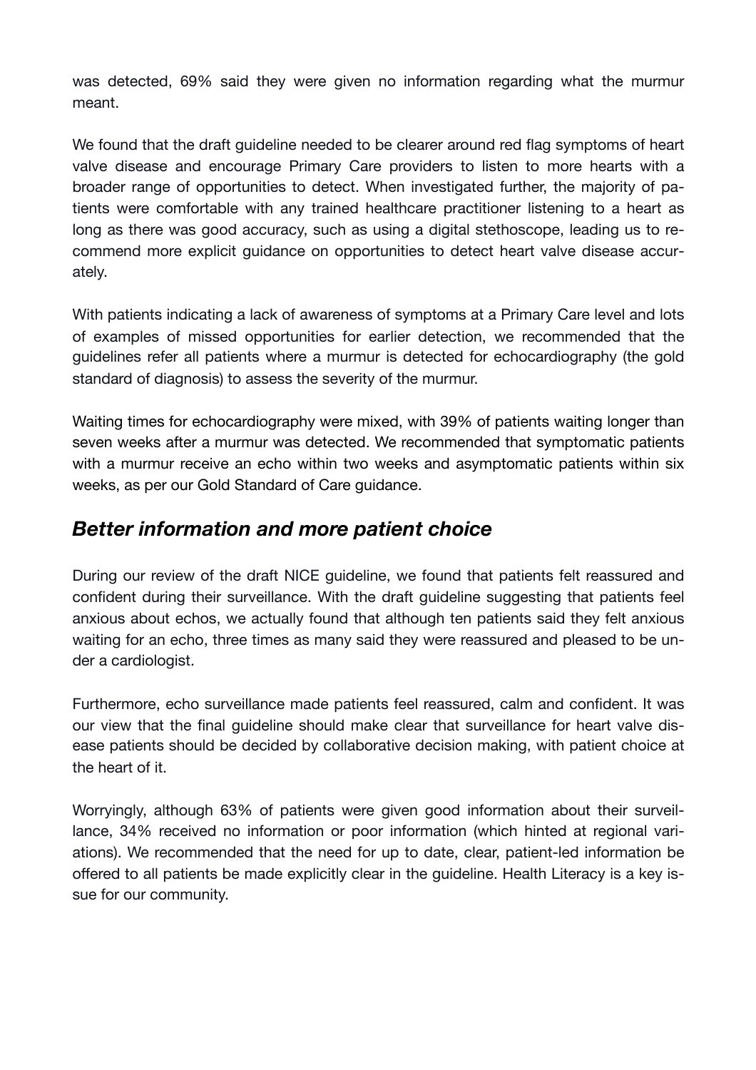was detected, 69% said they were given no information regarding what the murmur meant.

We found that the draft guideline needed to be clearer around red flag symptoms of heart valve disease and encourage Primary Care providers to listen to more hearts with a broader range of opportunities to detect. When investigated further, the majority of patients were comfortable with any trained healthcare practitioner listening to a heart as long as there was good accuracy, such as using a digital stethoscope, leading us to recommend more explicit guidance on opportunities to detect heart valve disease accurately.

With patients indicating a lack of awareness of symptoms at a Primary Care level and lots of examples of missed opportunities for earlier detection, we recommended that the guidelines refer all patients where a murmur is detected for echocardiography (the gold standard of diagnosis) to assess the severity of the murmur.

Waiting times for echocardiography were mixed, with 39% of patients waiting longer than seven weeks after a murmur was detected. We recommended that symptomatic patients with a murmur receive an echo within two weeks and asymptomatic patients within six weeks, as per our Gold Standard of Care guidance.

## ***Better information and more patient choice***

During our review of the draft NICE guideline, we found that patients felt reassured and confident during their surveillance. With the draft guideline suggesting that patients feel anxious about echos, we actually found that although ten patients said they felt anxious waiting for an echo, three times as many said they were reassured and pleased to be under a cardiologist.

Furthermore, echo surveillance made patients feel reassured, calm and confident. It was our view that the final guideline should make clear that surveillance for heart valve disease patients should be decided by collaborative decision making, with patient choice at the heart of it.

Worryingly, although 63% of patients were given good information about their surveillance, 34% received no information or poor information (which hinted at regional variations). We recommended that the need for up to date, clear, patient-led information be offered to all patients be made explicitly clear in the guideline. Health Literacy is a key issue for our community.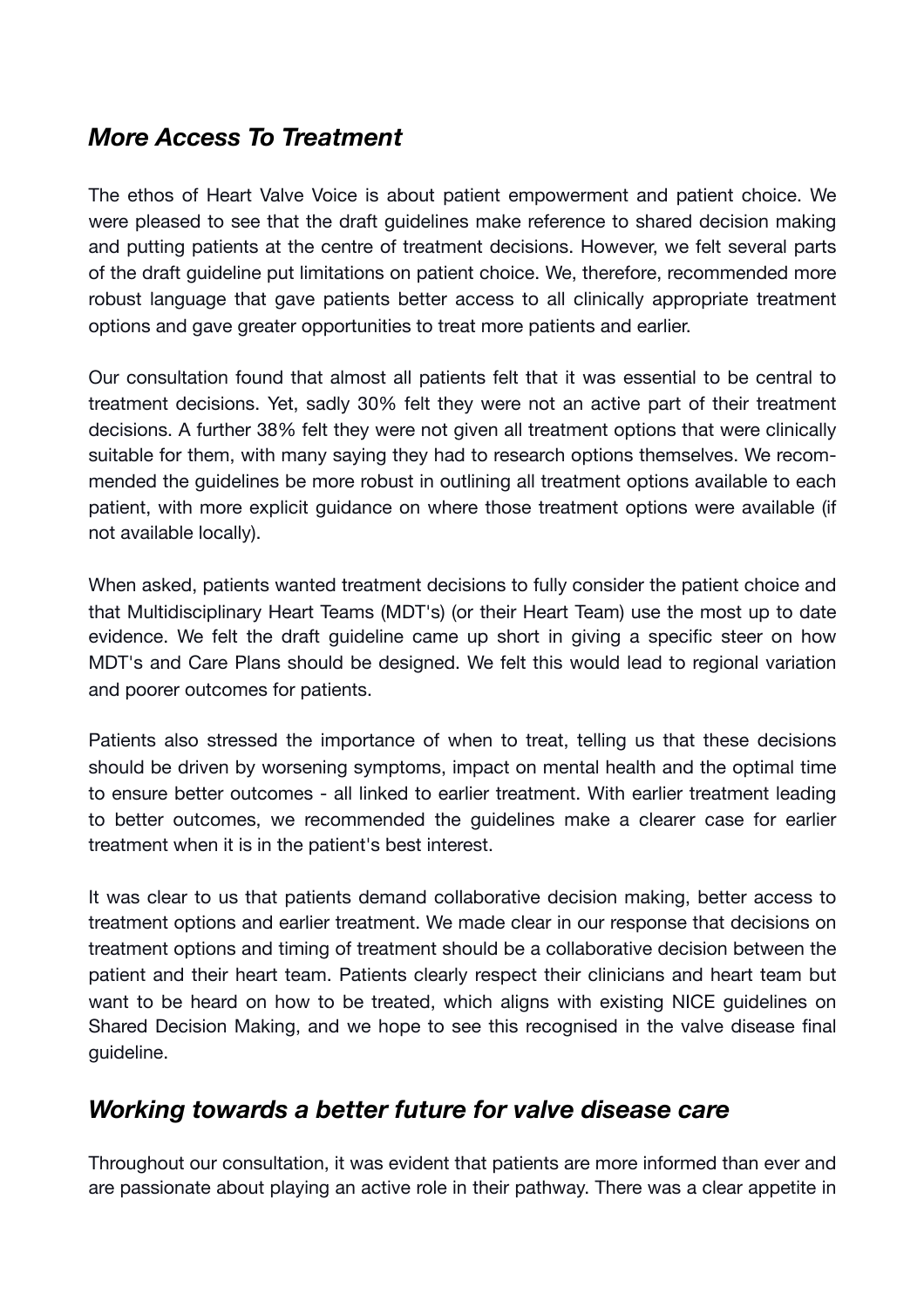## *More Access To Treatment*

The ethos of Heart Valve Voice is about patient empowerment and patient choice. We were pleased to see that the draft guidelines make reference to shared decision making and putting patients at the centre of treatment decisions. However, we felt several parts of the draft guideline put limitations on patient choice. We, therefore, recommended more robust language that gave patients better access to all clinically appropriate treatment options and gave greater opportunities to treat more patients and earlier.

Our consultation found that almost all patients felt that it was essential to be central to treatment decisions. Yet, sadly 30% felt they were not an active part of their treatment decisions. A further 38% felt they were not given all treatment options that were clinically suitable for them, with many saying they had to research options themselves. We recommended the guidelines be more robust in outlining all treatment options available to each patient, with more explicit guidance on where those treatment options were available (if not available locally).

When asked, patients wanted treatment decisions to fully consider the patient choice and that Multidisciplinary Heart Teams (MDT's) (or their Heart Team) use the most up to date evidence. We felt the draft guideline came up short in giving a specific steer on how MDT's and Care Plans should be designed. We felt this would lead to regional variation and poorer outcomes for patients.

Patients also stressed the importance of when to treat, telling us that these decisions should be driven by worsening symptoms, impact on mental health and the optimal time to ensure better outcomes - all linked to earlier treatment. With earlier treatment leading to better outcomes, we recommended the guidelines make a clearer case for earlier treatment when it is in the patient's best interest.

It was clear to us that patients demand collaborative decision making, better access to treatment options and earlier treatment. We made clear in our response that decisions on treatment options and timing of treatment should be a collaborative decision between the patient and their heart team. Patients clearly respect their clinicians and heart team but want to be heard on how to be treated, which aligns with existing NICE guidelines on Shared Decision Making, and we hope to see this recognised in the valve disease final guideline.

## *Working towards a better future for valve disease care*

Throughout our consultation, it was evident that patients are more informed than ever and are passionate about playing an active role in their pathway. There was a clear appetite in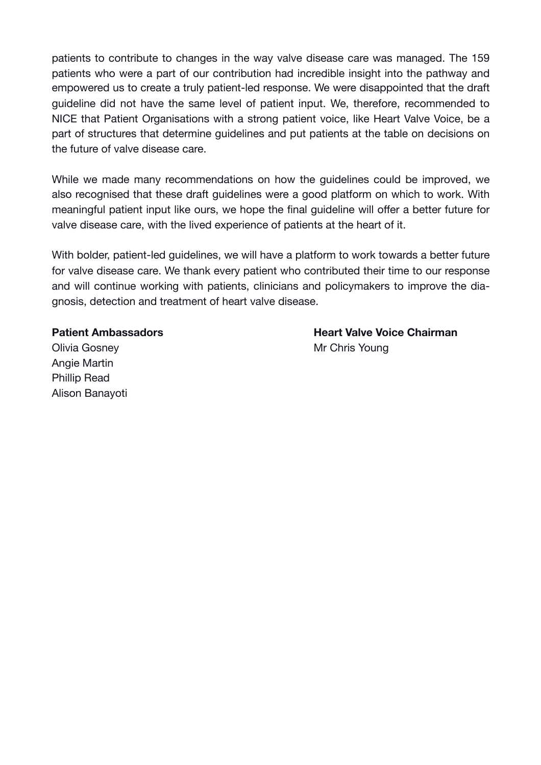patients to contribute to changes in the way valve disease care was managed. The 159 patients who were a part of our contribution had incredible insight into the pathway and empowered us to create a truly patient-led response. We were disappointed that the draft guideline did not have the same level of patient input. We, therefore, recommended to NICE that Patient Organisations with a strong patient voice, like Heart Valve Voice, be a part of structures that determine guidelines and put patients at the table on decisions on the future of valve disease care.

While we made many recommendations on how the guidelines could be improved, we also recognised that these draft guidelines were a good platform on which to work. With meaningful patient input like ours, we hope the final guideline will offer a better future for valve disease care, with the lived experience of patients at the heart of it.

With bolder, patient-led guidelines, we will have a platform to work towards a better future for valve disease care. We thank every patient who contributed their time to our response and will continue working with patients, clinicians and policymakers to improve the diagnosis, detection and treatment of heart valve disease.

**Patient Ambassadors**
Olivia Gosney
Angie Martin
Phillip Read
Alison Banayoti

**Heart Valve Voice Chairman**
Mr Chris Young